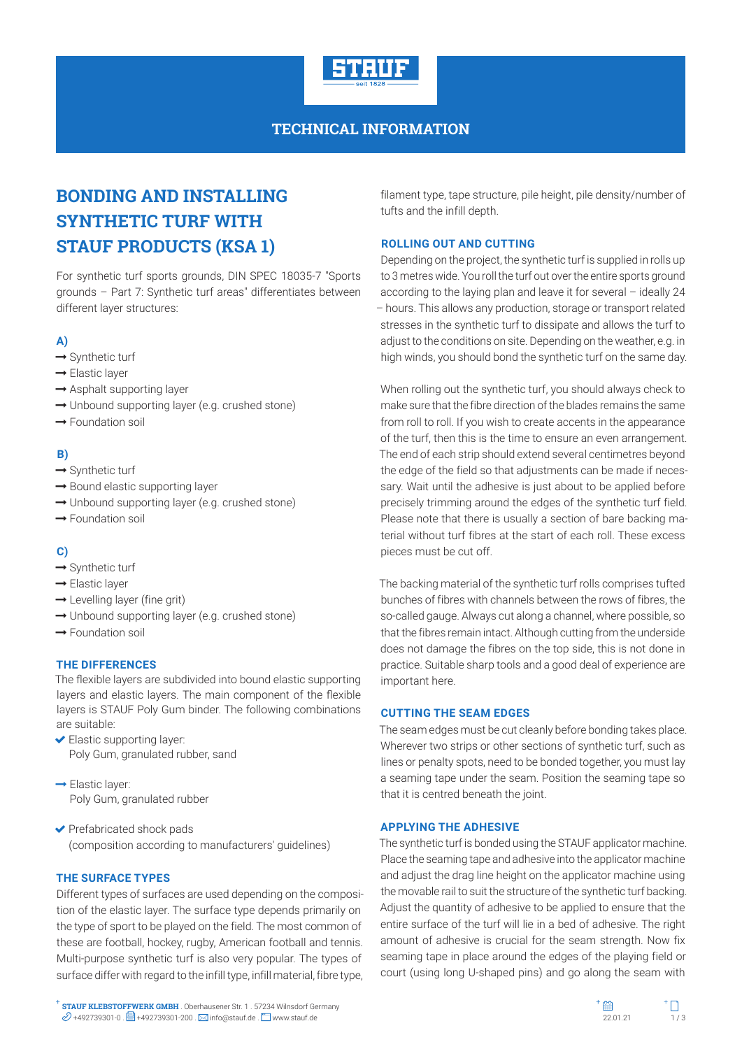# TECHNICAL INFORMATION

## BONDING AND INSTALLING SYNTHETIC TURF WITH STAUF PRODUCTS (KSA 1)

For synthetic turf sports grounds, DIN SPEC 18035-7 "Sports grounds – Part 7: Synthetic turf areas" differentiates between different layer structures:

**A)**
- Synthetic turf
- Elastic layer
- Asphalt supporting layer
- Unbound supporting layer (e.g. crushed stone)
- Foundation soil

**B)**
- Synthetic turf
- Bound elastic supporting layer
- Unbound supporting layer (e.g. crushed stone)
- Foundation soil

**C)**
- Synthetic turf
- Elastic layer
- Levelling layer (fine grit)
- Unbound supporting layer (e.g. crushed stone)
- Foundation soil

### THE DIFFERENCES

The flexible layers are subdivided into bound elastic supporting layers and elastic layers. The main component of the flexible layers is STAUF Poly Gum binder. The following combinations are suitable:

- ✔ Elastic supporting layer:
  Poly Gum, granulated rubber, sand
- Elastic layer:
  Poly Gum, granulated rubber
- ✔ Prefabricated shock pads
  (composition according to manufacturers' guidelines)

### THE SURFACE TYPES

Different types of surfaces are used depending on the composition of the elastic layer. The surface type depends primarily on the type of sport to be played on the field. The most common of these are football, hockey, rugby, American football and tennis. Multi-purpose synthetic turf is also very popular. The types of surface differ with regard to the infill type, infill material, fibre type, filament type, tape structure, pile height, pile density/number of tufts and the infill depth.

### ROLLING OUT AND CUTTING

Depending on the project, the synthetic turf is supplied in rolls up to 3 metres wide. You roll the turf out over the entire sports ground according to the laying plan and leave it for several – ideally 24 – hours. This allows any production, storage or transport related stresses in the synthetic turf to dissipate and allows the turf to adjust to the conditions on site. Depending on the weather, e.g. in high winds, you should bond the synthetic turf on the same day.

When rolling out the synthetic turf, you should always check to make sure that the fibre direction of the blades remains the same from roll to roll. If you wish to create accents in the appearance of the turf, then this is the time to ensure an even arrangement. The end of each strip should extend several centimetres beyond the edge of the field so that adjustments can be made if necessary. Wait until the adhesive is just about to be applied before precisely trimming around the edges of the synthetic turf field. Please note that there is usually a section of bare backing material without turf fibres at the start of each roll. These excess pieces must be cut off.

The backing material of the synthetic turf rolls comprises tufted bunches of fibres with channels between the rows of fibres, the so-called gauge. Always cut along a channel, where possible, so that the fibres remain intact. Although cutting from the underside does not damage the fibres on the top side, this is not done in practice. Suitable sharp tools and a good deal of experience are important here.

### CUTTING THE SEAM EDGES

The seam edges must be cut cleanly before bonding takes place. Wherever two strips or other sections of synthetic turf, such as lines or penalty spots, need to be bonded together, you must lay a seaming tape under the seam. Position the seaming tape so that it is centred beneath the joint.

### APPLYING THE ADHESIVE

The synthetic turf is bonded using the STAUF applicator machine. Place the seaming tape and adhesive into the applicator machine and adjust the drag line height on the applicator machine using the movable rail to suit the structure of the synthetic turf backing. Adjust the quantity of adhesive to be applied to ensure that the entire surface of the turf will lie in a bed of adhesive. The right amount of adhesive is crucial for the seam strength. Now fix seaming tape in place around the edges of the playing field or court (using long U-shaped pins) and go along the seam with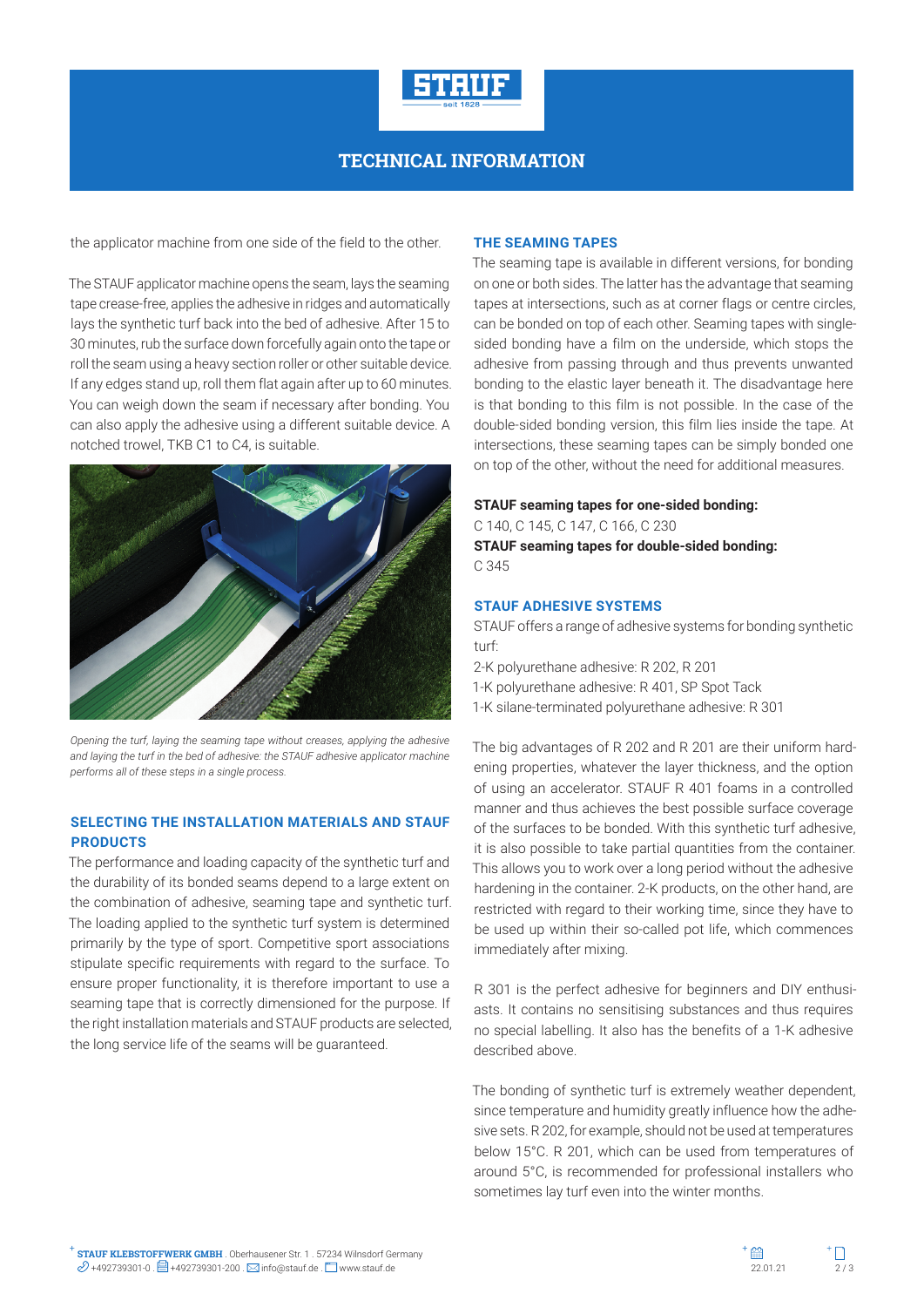the applicator machine from one side of the field to the other.

The STAUF applicator machine opens the seam, lays the seaming tape crease-free, applies the adhesive in ridges and automatically lays the synthetic turf back into the bed of adhesive. After 15 to 30 minutes, rub the surface down forcefully again onto the tape or roll the seam using a heavy section roller or other suitable device. If any edges stand up, roll them flat again after up to 60 minutes. You can weigh down the seam if necessary after bonding. You can also apply the adhesive using a different suitable device. A notched trowel, TKB C1 to C4, is suitable.

*Opening the turf, laying the seaming tape without creases, applying the adhesive and laying the turf in the bed of adhesive: the STAUF adhesive applicator machine performs all of these steps in a single process.*

## SELECTING THE INSTALLATION MATERIALS AND STAUF PRODUCTS

The performance and loading capacity of the synthetic turf and the durability of its bonded seams depend to a large extent on the combination of adhesive, seaming tape and synthetic turf. The loading applied to the synthetic turf system is determined primarily by the type of sport. Competitive sport associations stipulate specific requirements with regard to the surface. To ensure proper functionality, it is therefore important to use a seaming tape that is correctly dimensioned for the purpose. If the right installation materials and STAUF products are selected, the long service life of the seams will be guaranteed.

## THE SEAMING TAPES

The seaming tape is available in different versions, for bonding on one or both sides. The latter has the advantage that seaming tapes at intersections, such as at corner flags or centre circles, can be bonded on top of each other. Seaming tapes with single-sided bonding have a film on the underside, which stops the adhesive from passing through and thus prevents unwanted bonding to the elastic layer beneath it. The disadvantage here is that bonding to this film is not possible. In the case of the double-sided bonding version, this film lies inside the tape. At intersections, these seaming tapes can be simply bonded one on top of the other, without the need for additional measures.

**STAUF seaming tapes for one-sided bonding:**
C 140, C 145, C 147, C 166, C 230
**STAUF seaming tapes for double-sided bonding:**
C 345

## STAUF ADHESIVE SYSTEMS

STAUF offers a range of adhesive systems for bonding synthetic turf:
2-K polyurethane adhesive: R 202, R 201
1-K polyurethane adhesive: R 401, SP Spot Tack
1-K silane-terminated polyurethane adhesive: R 301

The big advantages of R 202 and R 201 are their uniform hardening properties, whatever the layer thickness, and the option of using an accelerator. STAUF R 401 foams in a controlled manner and thus achieves the best possible surface coverage of the surfaces to be bonded. With this synthetic turf adhesive, it is also possible to take partial quantities from the container. This allows you to work over a long period without the adhesive hardening in the container. 2-K products, on the other hand, are restricted with regard to their working time, since they have to be used up within their so-called pot life, which commences immediately after mixing.

R 301 is the perfect adhesive for beginners and DIY enthusiasts. It contains no sensitising substances and thus requires no special labelling. It also has the benefits of a 1-K adhesive described above.

The bonding of synthetic turf is extremely weather dependent, since temperature and humidity greatly influence how the adhesive sets. R 202, for example, should not be used at temperatures below 15°C. R 201, which can be used from temperatures of around 5°C, is recommended for professional installers who sometimes lay turf even into the winter months.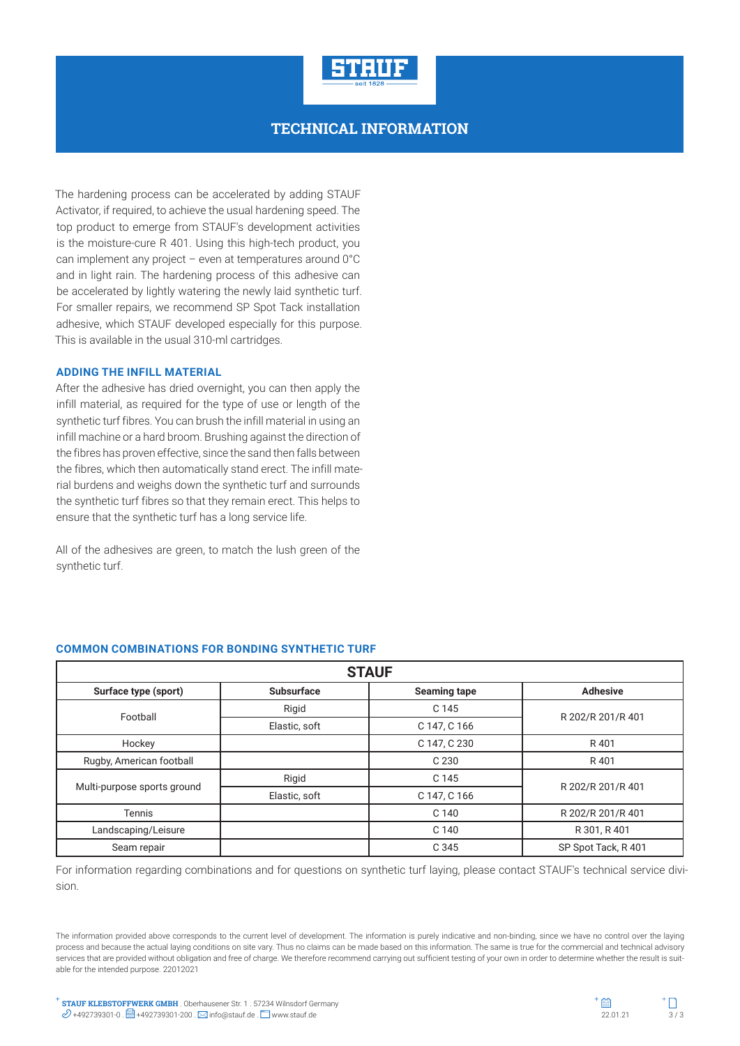# TECHNICAL INFORMATION

The hardening process can be accelerated by adding STAUF Activator, if required, to achieve the usual hardening speed. The top product to emerge from STAUF's development activities is the moisture-cure R 401. Using this high-tech product, you can implement any project – even at temperatures around 0°C and in light rain. The hardening process of this adhesive can be accelerated by lightly watering the newly laid synthetic turf. For smaller repairs, we recommend SP Spot Tack installation adhesive, which STAUF developed especially for this purpose. This is available in the usual 310-ml cartridges.

## ADDING THE INFILL MATERIAL

After the adhesive has dried overnight, you can then apply the infill material, as required for the type of use or length of the synthetic turf fibres. You can brush the infill material in using an infill machine or a hard broom. Brushing against the direction of the fibres has proven effective, since the sand then falls between the fibres, which then automatically stand erect. The infill material burdens and weighs down the synthetic turf and surrounds the synthetic turf fibres so that they remain erect. This helps to ensure that the synthetic turf has a long service life.

All of the adhesives are green, to match the lush green of the synthetic turf.

## COMMON COMBINATIONS FOR BONDING SYNTHETIC TURF

| STAUF | | | |
|---|---|---|---|
| **Surface type (sport)** | **Subsurface** | **Seaming tape** | **Adhesive** |
| Football | Rigid | C 145 | R 202/R 201/R 401 |
| | Elastic, soft | C 147, C 166 | |
| Hockey | | C 147, C 230 | R 401 |
| Rugby, American football | | C 230 | R 401 |
| Multi-purpose sports ground | Rigid | C 145 | R 202/R 201/R 401 |
| | Elastic, soft | C 147, C 166 | |
| Tennis | | C 140 | R 202/R 201/R 401 |
| Landscaping/Leisure | | C 140 | R 301, R 401 |
| Seam repair | | C 345 | SP Spot Tack, R 401 |

For information regarding combinations and for questions on synthetic turf laying, please contact STAUF's technical service division.

The information provided above corresponds to the current level of development. The information is purely indicative and non-binding, since we have no control over the laying process and because the actual laying conditions on site vary. Thus no claims can be made based on this information. The same is true for the commercial and technical advisory services that are provided without obligation and free of charge. We therefore recommend carrying out sufficient testing of your own in order to determine whether the result is suitable for the intended purpose. 22012021

**STAUF KLEBSTOFFWERK GMBH** . Oberhausener Str. 1 . 57234 Wilnsdorf Germany
+492739301-0 . +492739301-200 . info@stauf.de . www.stauf.de